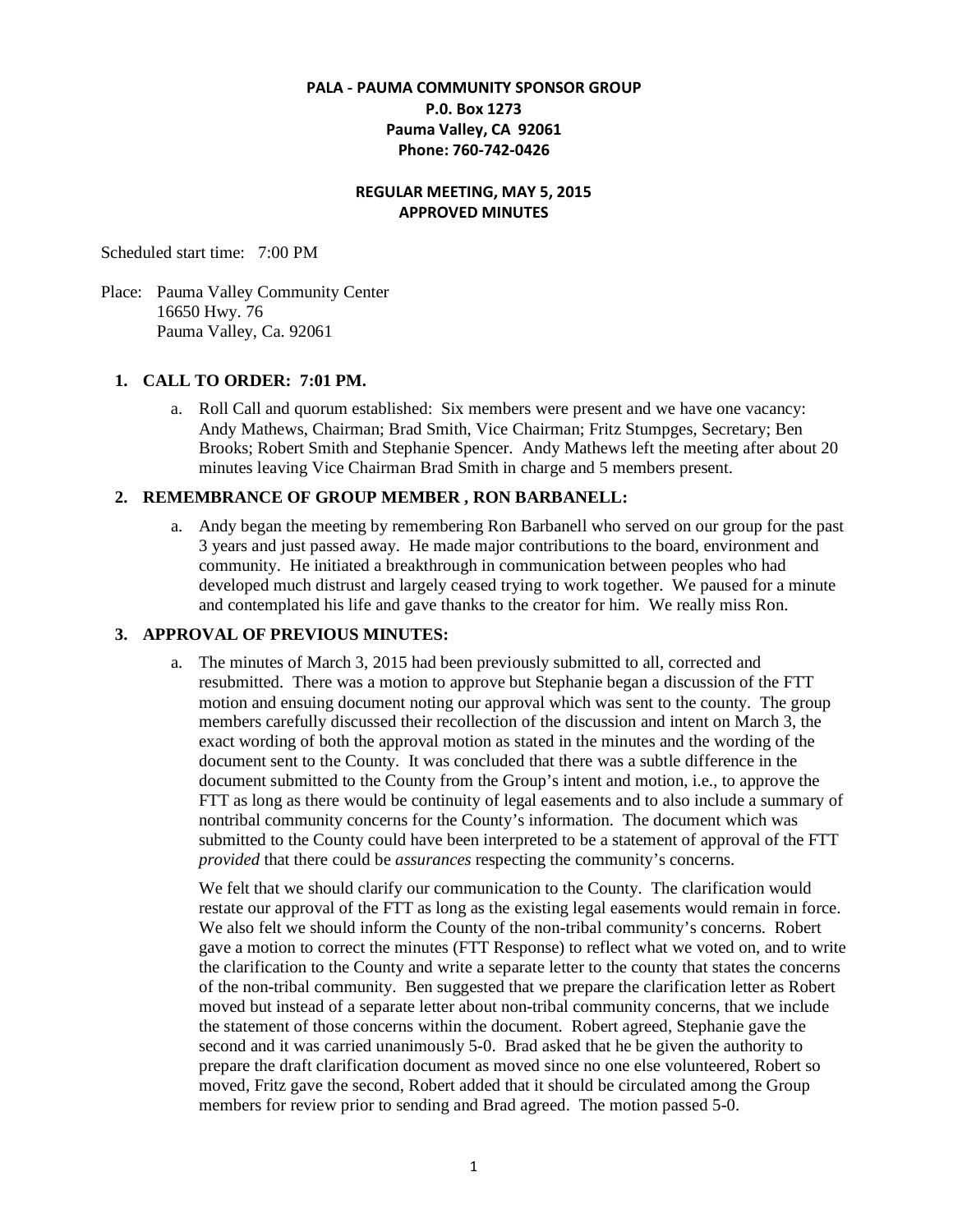**PALA - PAUMA COMMUNITY SPONSOR GROUP**
**P.0. Box 1273**
**Pauma Valley, CA 92061**
**Phone: 760-742-0426**

**REGULAR MEETING, MAY 5, 2015**
**APPROVED MINUTES**

Scheduled start time: 7:00 PM

Place: Pauma Valley Community Center
16650 Hwy. 76
Pauma Valley, Ca. 92061

1. **CALL TO ORDER: 7:01 PM.**
   a. Roll Call and quorum established: Six members were present and we have one vacancy: Andy Mathews, Chairman; Brad Smith, Vice Chairman; Fritz Stumpges, Secretary; Ben Brooks; Robert Smith and Stephanie Spencer. Andy Mathews left the meeting after about 20 minutes leaving Vice Chairman Brad Smith in charge and 5 members present.

2. **REMEMBRANCE OF GROUP MEMBER , RON BARBANELL:**
   a. Andy began the meeting by remembering Ron Barbanell who served on our group for the past 3 years and just passed away. He made major contributions to the board, environment and community. He initiated a breakthrough in communication between peoples who had developed much distrust and largely ceased trying to work together. We paused for a minute and contemplated his life and gave thanks to the creator for him. We really miss Ron.

3. **APPROVAL OF PREVIOUS MINUTES:**
   a. The minutes of March 3, 2015 had been previously submitted to all, corrected and resubmitted. There was a motion to approve but Stephanie began a discussion of the FTT motion and ensuing document noting our approval which was sent to the county. The group members carefully discussed their recollection of the discussion and intent on March 3, the exact wording of both the approval motion as stated in the minutes and the wording of the document sent to the County. It was concluded that there was a subtle difference in the document submitted to the County from the Group's intent and motion, i.e., to approve the FTT as long as there would be continuity of legal easements and to also include a summary of nontribal community concerns for the County's information. The document which was submitted to the County could have been interpreted to be a statement of approval of the FTT *provided* that there could be *assurances* respecting the community's concerns.

      We felt that we should clarify our communication to the County. The clarification would restate our approval of the FTT as long as the existing legal easements would remain in force. We also felt we should inform the County of the non-tribal community's concerns. Robert gave a motion to correct the minutes (FTT Response) to reflect what we voted on, and to write the clarification to the County and write a separate letter to the county that states the concerns of the non-tribal community. Ben suggested that we prepare the clarification letter as Robert moved but instead of a separate letter about non-tribal community concerns, that we include the statement of those concerns within the document. Robert agreed, Stephanie gave the second and it was carried unanimously 5-0. Brad asked that he be given the authority to prepare the draft clarification document as moved since no one else volunteered, Robert so moved, Fritz gave the second, Robert added that it should be circulated among the Group members for review prior to sending and Brad agreed. The motion passed 5-0.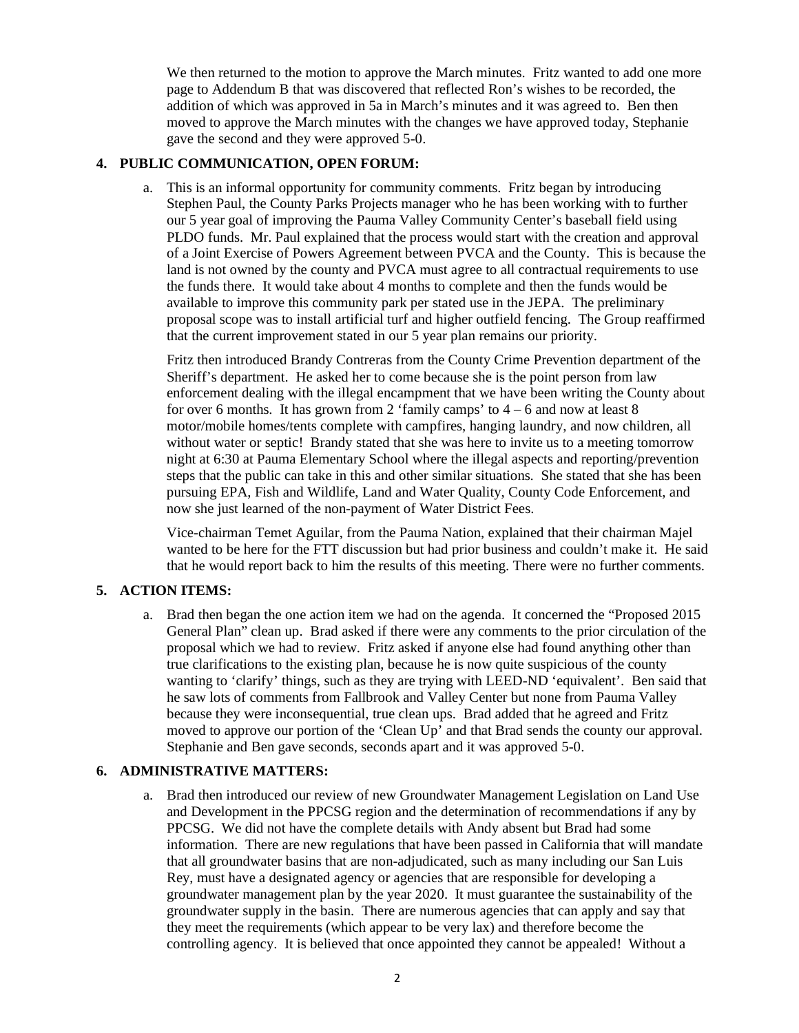We then returned to the motion to approve the March minutes. Fritz wanted to add one more page to Addendum B that was discovered that reflected Ron's wishes to be recorded, the addition of which was approved in 5a in March's minutes and it was agreed to. Ben then moved to approve the March minutes with the changes we have approved today, Stephanie gave the second and they were approved 5-0.

**4. PUBLIC COMMUNICATION, OPEN FORUM:**

a. This is an informal opportunity for community comments. Fritz began by introducing Stephen Paul, the County Parks Projects manager who he has been working with to further our 5 year goal of improving the Pauma Valley Community Center's baseball field using PLDO funds. Mr. Paul explained that the process would start with the creation and approval of a Joint Exercise of Powers Agreement between PVCA and the County. This is because the land is not owned by the county and PVCA must agree to all contractual requirements to use the funds there. It would take about 4 months to complete and then the funds would be available to improve this community park per stated use in the JEPA. The preliminary proposal scope was to install artificial turf and higher outfield fencing. The Group reaffirmed that the current improvement stated in our 5 year plan remains our priority.

   Fritz then introduced Brandy Contreras from the County Crime Prevention department of the Sheriff's department. He asked her to come because she is the point person from law enforcement dealing with the illegal encampment that we have been writing the County about for over 6 months. It has grown from 2 'family camps' to 4 – 6 and now at least 8 motor/mobile homes/tents complete with campfires, hanging laundry, and now children, all without water or septic! Brandy stated that she was here to invite us to a meeting tomorrow night at 6:30 at Pauma Elementary School where the illegal aspects and reporting/prevention steps that the public can take in this and other similar situations. She stated that she has been pursuing EPA, Fish and Wildlife, Land and Water Quality, County Code Enforcement, and now she just learned of the non-payment of Water District Fees.

   Vice-chairman Temet Aguilar, from the Pauma Nation, explained that their chairman Majel wanted to be here for the FTT discussion but had prior business and couldn't make it. He said that he would report back to him the results of this meeting. There were no further comments.

**5. ACTION ITEMS:**

a. Brad then began the one action item we had on the agenda. It concerned the "Proposed 2015 General Plan" clean up. Brad asked if there were any comments to the prior circulation of the proposal which we had to review. Fritz asked if anyone else had found anything other than true clarifications to the existing plan, because he is now quite suspicious of the county wanting to 'clarify' things, such as they are trying with LEED-ND 'equivalent'. Ben said that he saw lots of comments from Fallbrook and Valley Center but none from Pauma Valley because they were inconsequential, true clean ups. Brad added that he agreed and Fritz moved to approve our portion of the 'Clean Up' and that Brad sends the county our approval. Stephanie and Ben gave seconds, seconds apart and it was approved 5-0.

**6. ADMINISTRATIVE MATTERS:**

a. Brad then introduced our review of new Groundwater Management Legislation on Land Use and Development in the PPCSG region and the determination of recommendations if any by PPCSG. We did not have the complete details with Andy absent but Brad had some information. There are new regulations that have been passed in California that will mandate that all groundwater basins that are non-adjudicated, such as many including our San Luis Rey, must have a designated agency or agencies that are responsible for developing a groundwater management plan by the year 2020. It must guarantee the sustainability of the groundwater supply in the basin. There are numerous agencies that can apply and say that they meet the requirements (which appear to be very lax) and therefore become the controlling agency. It is believed that once appointed they cannot be appealed! Without a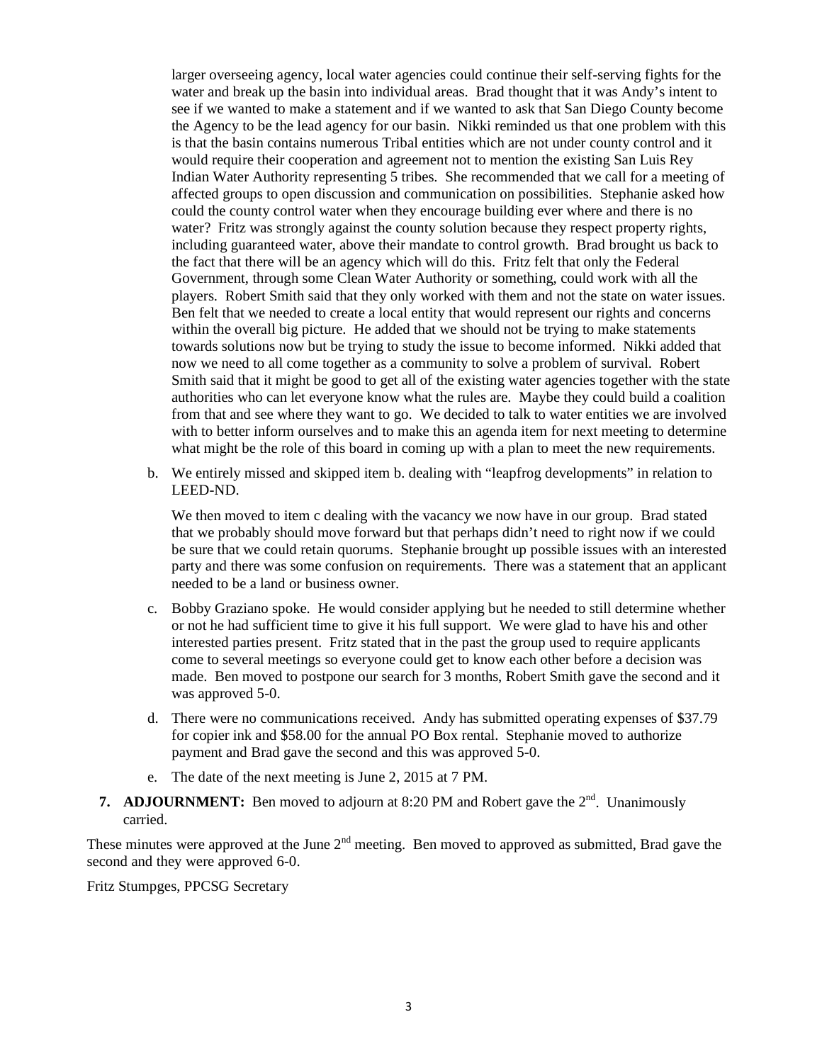larger overseeing agency, local water agencies could continue their self-serving fights for the water and break up the basin into individual areas. Brad thought that it was Andy's intent to see if we wanted to make a statement and if we wanted to ask that San Diego County become the Agency to be the lead agency for our basin. Nikki reminded us that one problem with this is that the basin contains numerous Tribal entities which are not under county control and it would require their cooperation and agreement not to mention the existing San Luis Rey Indian Water Authority representing 5 tribes. She recommended that we call for a meeting of affected groups to open discussion and communication on possibilities. Stephanie asked how could the county control water when they encourage building ever where and there is no water? Fritz was strongly against the county solution because they respect property rights, including guaranteed water, above their mandate to control growth. Brad brought us back to the fact that there will be an agency which will do this. Fritz felt that only the Federal Government, through some Clean Water Authority or something, could work with all the players. Robert Smith said that they only worked with them and not the state on water issues. Ben felt that we needed to create a local entity that would represent our rights and concerns within the overall big picture. He added that we should not be trying to make statements towards solutions now but be trying to study the issue to become informed. Nikki added that now we need to all come together as a community to solve a problem of survival. Robert Smith said that it might be good to get all of the existing water agencies together with the state authorities who can let everyone know what the rules are. Maybe they could build a coalition from that and see where they want to go. We decided to talk to water entities we are involved with to better inform ourselves and to make this an agenda item for next meeting to determine what might be the role of this board in coming up with a plan to meet the new requirements.

b. We entirely missed and skipped item b. dealing with "leapfrog developments" in relation to LEED-ND.

   We then moved to item c dealing with the vacancy we now have in our group. Brad stated that we probably should move forward but that perhaps didn't need to right now if we could be sure that we could retain quorums. Stephanie brought up possible issues with an interested party and there was some confusion on requirements. There was a statement that an applicant needed to be a land or business owner.

c. Bobby Graziano spoke. He would consider applying but he needed to still determine whether or not he had sufficient time to give it his full support. We were glad to have his and other interested parties present. Fritz stated that in the past the group used to require applicants come to several meetings so everyone could get to know each other before a decision was made. Ben moved to postpone our search for 3 months, Robert Smith gave the second and it was approved 5-0.

d. There were no communications received. Andy has submitted operating expenses of $37.79 for copier ink and $58.00 for the annual PO Box rental. Stephanie moved to authorize payment and Brad gave the second and this was approved 5-0.

e. The date of the next meeting is June 2, 2015 at 7 PM.

**7. ADJOURNMENT:** Ben moved to adjourn at 8:20 PM and Robert gave the 2nd. Unanimously carried.

These minutes were approved at the June 2nd meeting. Ben moved to approved as submitted, Brad gave the second and they were approved 6-0.

Fritz Stumpges, PPCSG Secretary